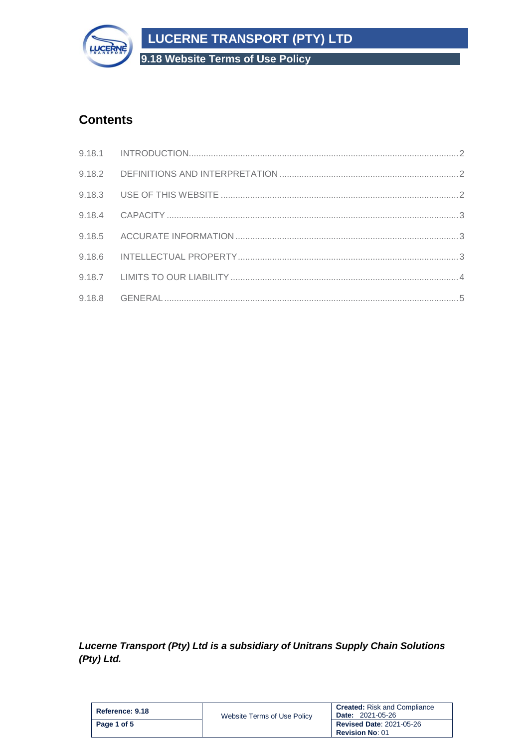## Contents

| | | |
|---|---|---|
| 9.18.1 | INTRODUCTION | 2 |
| 9.18.2 | DEFINITIONS AND INTERPRETATION | 2 |
| 9.18.3 | USE OF THIS WEBSITE | 2 |
| 9.18.4 | CAPACITY | 3 |
| 9.18.5 | ACCURATE INFORMATION | 3 |
| 9.18.6 | INTELLECTUAL PROPERTY | 3 |
| 9.18.7 | LIMITS TO OUR LIABILITY | 4 |
| 9.18.8 | GENERAL | 5 |

***Lucerne Transport (Pty) Ltd is a subsidiary of Unitrans Supply Chain Solutions (Pty) Ltd.***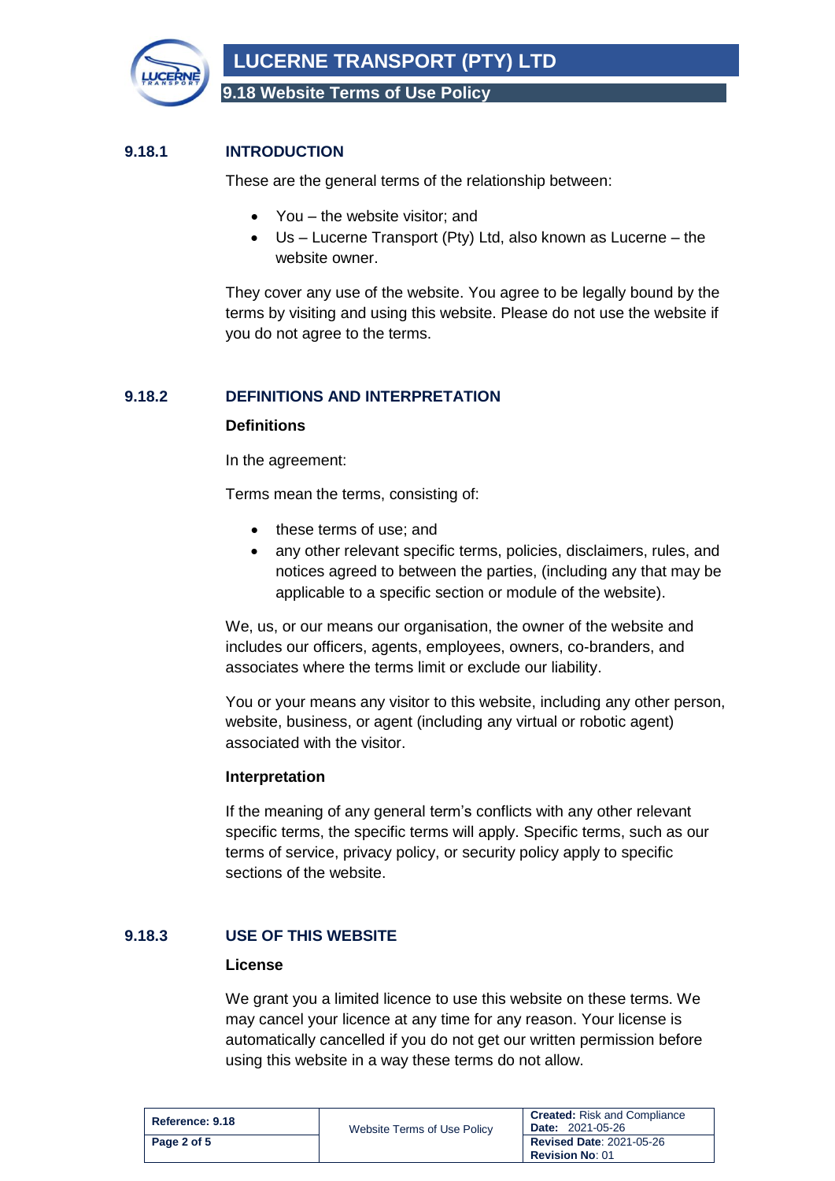## 9.18.1 INTRODUCTION

These are the general terms of the relationship between:

- You – the website visitor; and
- Us – Lucerne Transport (Pty) Ltd, also known as Lucerne – the website owner.

They cover any use of the website. You agree to be legally bound by the terms by visiting and using this website. Please do not use the website if you do not agree to the terms.

## 9.18.2 DEFINITIONS AND INTERPRETATION

**Definitions**

In the agreement:

Terms mean the terms, consisting of:

- these terms of use; and
- any other relevant specific terms, policies, disclaimers, rules, and notices agreed to between the parties, (including any that may be applicable to a specific section or module of the website).

We, us, or our means our organisation, the owner of the website and includes our officers, agents, employees, owners, co-branders, and associates where the terms limit or exclude our liability.

You or your means any visitor to this website, including any other person, website, business, or agent (including any virtual or robotic agent) associated with the visitor.

**Interpretation**

If the meaning of any general term's conflicts with any other relevant specific terms, the specific terms will apply. Specific terms, such as our terms of service, privacy policy, or security policy apply to specific sections of the website.

## 9.18.3 USE OF THIS WEBSITE

**License**

We grant you a limited licence to use this website on these terms. We may cancel your licence at any time for any reason. Your license is automatically cancelled if you do not get our written permission before using this website in a way these terms do not allow.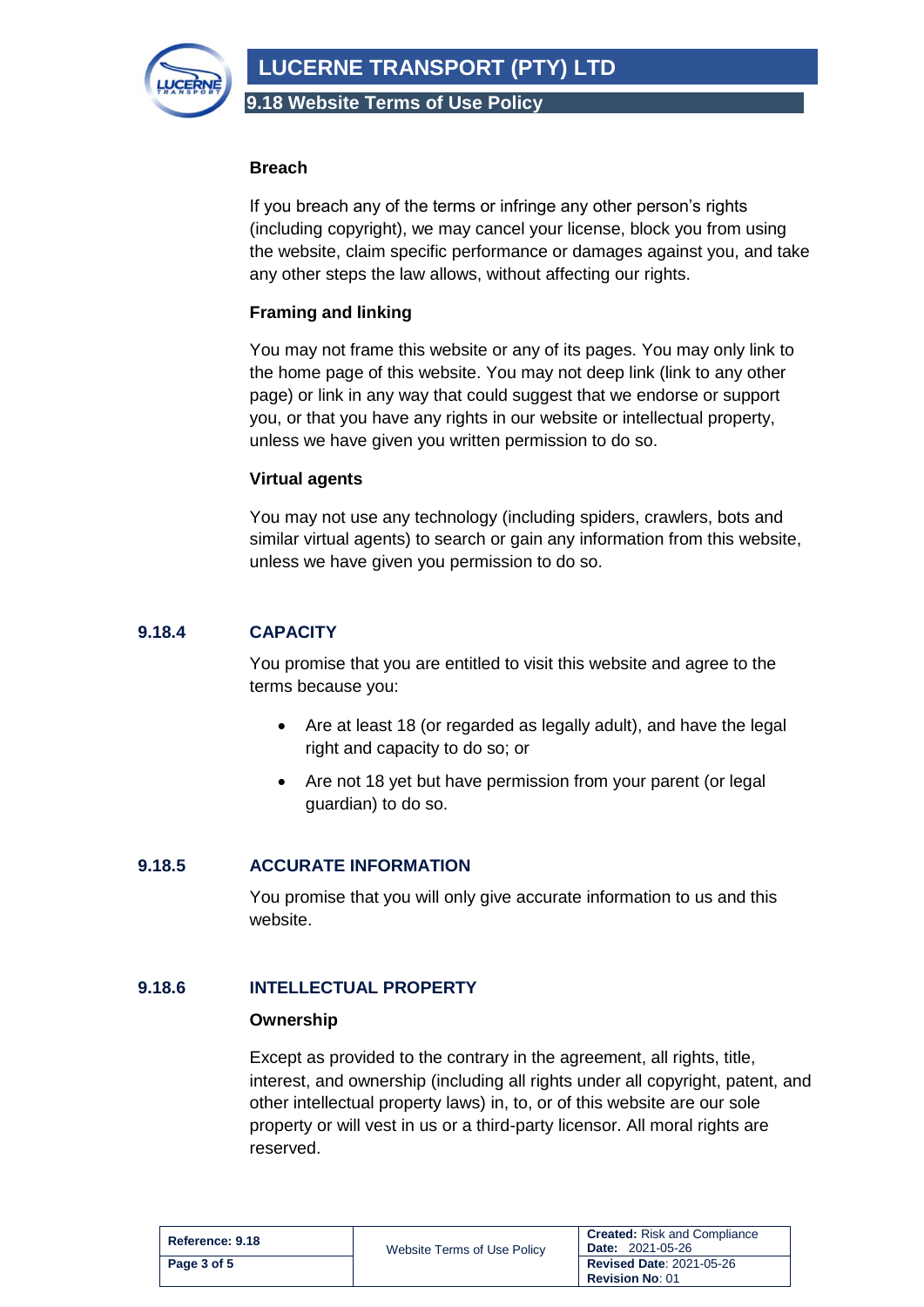#### Breach

If you breach any of the terms or infringe any other person's rights (including copyright), we may cancel your license, block you from using the website, claim specific performance or damages against you, and take any other steps the law allows, without affecting our rights.

#### Framing and linking

You may not frame this website or any of its pages. You may only link to the home page of this website. You may not deep link (link to any other page) or link in any way that could suggest that we endorse or support you, or that you have any rights in our website or intellectual property, unless we have given you written permission to do so.

#### Virtual agents

You may not use any technology (including spiders, crawlers, bots and similar virtual agents) to search or gain any information from this website, unless we have given you permission to do so.

### 9.18.4 CAPACITY

You promise that you are entitled to visit this website and agree to the terms because you:

- Are at least 18 (or regarded as legally adult), and have the legal right and capacity to do so; or
- Are not 18 yet but have permission from your parent (or legal guardian) to do so.

### 9.18.5 ACCURATE INFORMATION

You promise that you will only give accurate information to us and this website.

### 9.18.6 INTELLECTUAL PROPERTY

#### Ownership

Except as provided to the contrary in the agreement, all rights, title, interest, and ownership (including all rights under all copyright, patent, and other intellectual property laws) in, to, or of this website are our sole property or will vest in us or a third-party licensor. All moral rights are reserved.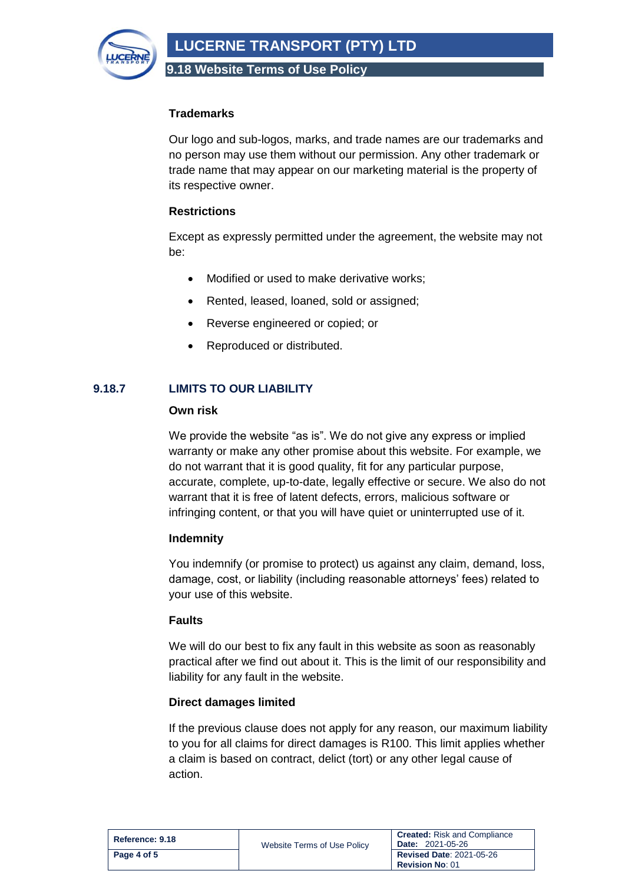### Trademarks

Our logo and sub-logos, marks, and trade names are our trademarks and no person may use them without our permission. Any other trademark or trade name that may appear on our marketing material is the property of its respective owner.

### Restrictions

Except as expressly permitted under the agreement, the website may not be:

- Modified or used to make derivative works;
- Rented, leased, loaned, sold or assigned;
- Reverse engineered or copied; or
- Reproduced or distributed.

## 9.18.7 LIMITS TO OUR LIABILITY

### Own risk

We provide the website "as is". We do not give any express or implied warranty or make any other promise about this website. For example, we do not warrant that it is good quality, fit for any particular purpose, accurate, complete, up-to-date, legally effective or secure. We also do not warrant that it is free of latent defects, errors, malicious software or infringing content, or that you will have quiet or uninterrupted use of it.

### Indemnity

You indemnify (or promise to protect) us against any claim, demand, loss, damage, cost, or liability (including reasonable attorneys' fees) related to your use of this website.

### Faults

We will do our best to fix any fault in this website as soon as reasonably practical after we find out about it. This is the limit of our responsibility and liability for any fault in the website.

### Direct damages limited

If the previous clause does not apply for any reason, our maximum liability to you for all claims for direct damages is R100. This limit applies whether a claim is based on contract, delict (tort) or any other legal cause of action.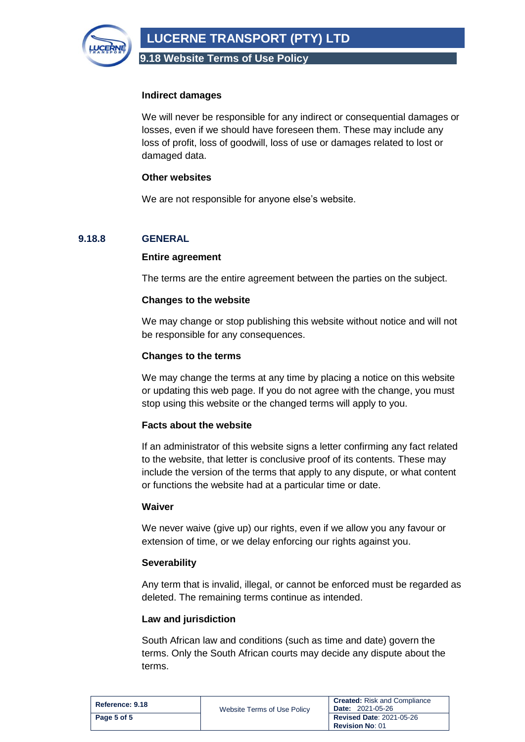**Indirect damages**

We will never be responsible for any indirect or consequential damages or losses, even if we should have foreseen them. These may include any loss of profit, loss of goodwill, loss of use or damages related to lost or damaged data.

**Other websites**

We are not responsible for anyone else's website.

## 9.18.8 GENERAL

**Entire agreement**

The terms are the entire agreement between the parties on the subject.

**Changes to the website**

We may change or stop publishing this website without notice and will not be responsible for any consequences.

**Changes to the terms**

We may change the terms at any time by placing a notice on this website or updating this web page. If you do not agree with the change, you must stop using this website or the changed terms will apply to you.

**Facts about the website**

If an administrator of this website signs a letter confirming any fact related to the website, that letter is conclusive proof of its contents. These may include the version of the terms that apply to any dispute, or what content or functions the website had at a particular time or date.

**Waiver**

We never waive (give up) our rights, even if we allow you any favour or extension of time, or we delay enforcing our rights against you.

**Severability**

Any term that is invalid, illegal, or cannot be enforced must be regarded as deleted. The remaining terms continue as intended.

**Law and jurisdiction**

South African law and conditions (such as time and date) govern the terms. Only the South African courts may decide any dispute about the terms.